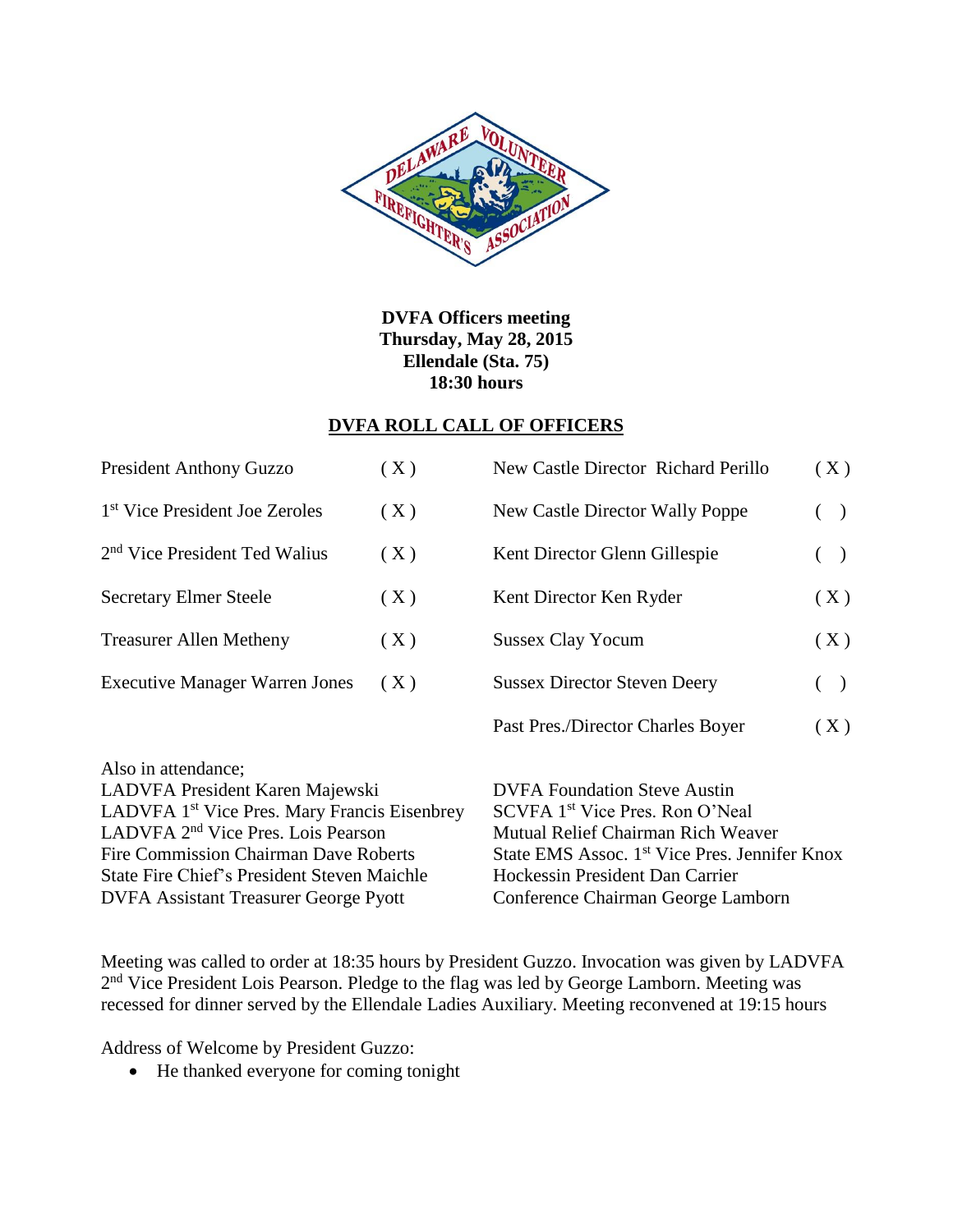**DVFA Officers meeting**
**Thursday, May 28, 2015**
**Ellendale (Sta. 75)**
**18:30 hours**

## DVFA ROLL CALL OF OFFICERS

| | | | |
|---|---|---|---|
| President Anthony Guzzo | ( X ) | New Castle Director Richard Perillo | ( X ) |
| 1st Vice President Joe Zeroles | ( X ) | New Castle Director Wally Poppe | ( ) |
| 2nd Vice President Ted Walius | ( X ) | Kent Director Glenn Gillespie | ( ) |
| Secretary Elmer Steele | ( X ) | Kent Director Ken Ryder | ( X ) |
| Treasurer Allen Metheny | ( X ) | Sussex Clay Yocum | ( X ) |
| Executive Manager Warren Jones | ( X ) | Sussex Director Steven Deery | ( ) |
| | | Past Pres./Director Charles Boyer | ( X ) |

Also in attendance;

LADVFA President Karen Majewski
LADVFA 1st Vice Pres. Mary Francis Eisenbrey
LADVFA 2nd Vice Pres. Lois Pearson
Fire Commission Chairman Dave Roberts
State Fire Chief's President Steven Maichle
DVFA Assistant Treasurer George Pyott
DVFA Foundation Steve Austin
SCVFA 1st Vice Pres. Ron O'Neal
Mutual Relief Chairman Rich Weaver
State EMS Assoc. 1st Vice Pres. Jennifer Knox
Hockessin President Dan Carrier
Conference Chairman George Lamborn

Meeting was called to order at 18:35 hours by President Guzzo. Invocation was given by LADVFA 2nd Vice President Lois Pearson. Pledge to the flag was led by George Lamborn. Meeting was recessed for dinner served by the Ellendale Ladies Auxiliary. Meeting reconvened at 19:15 hours

Address of Welcome by President Guzzo:

- He thanked everyone for coming tonight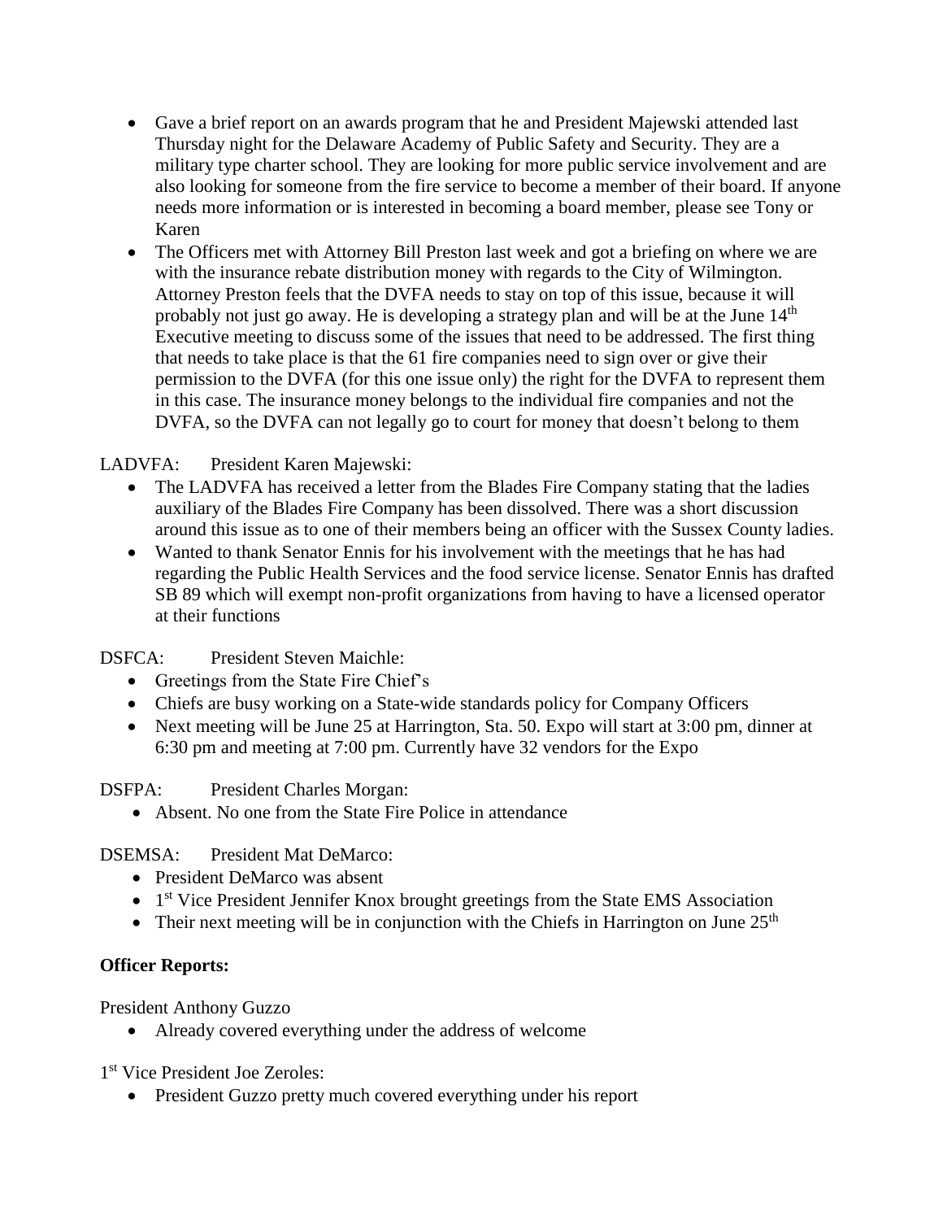- Gave a brief report on an awards program that he and President Majewski attended last Thursday night for the Delaware Academy of Public Safety and Security. They are a military type charter school. They are looking for more public service involvement and are also looking for someone from the fire service to become a member of their board. If anyone needs more information or is interested in becoming a board member, please see Tony or Karen
- The Officers met with Attorney Bill Preston last week and got a briefing on where we are with the insurance rebate distribution money with regards to the City of Wilmington. Attorney Preston feels that the DVFA needs to stay on top of this issue, because it will probably not just go away. He is developing a strategy plan and will be at the June 14th Executive meeting to discuss some of the issues that need to be addressed. The first thing that needs to take place is that the 61 fire companies need to sign over or give their permission to the DVFA (for this one issue only) the right for the DVFA to represent them in this case. The insurance money belongs to the individual fire companies and not the DVFA, so the DVFA can not legally go to court for money that doesn't belong to them

LADVFA: President Karen Majewski:

- The LADVFA has received a letter from the Blades Fire Company stating that the ladies auxiliary of the Blades Fire Company has been dissolved. There was a short discussion around this issue as to one of their members being an officer with the Sussex County ladies.
- Wanted to thank Senator Ennis for his involvement with the meetings that he has had regarding the Public Health Services and the food service license. Senator Ennis has drafted SB 89 which will exempt non-profit organizations from having to have a licensed operator at their functions

DSFCA: President Steven Maichle:

- Greetings from the State Fire Chief's
- Chiefs are busy working on a State-wide standards policy for Company Officers
- Next meeting will be June 25 at Harrington, Sta. 50. Expo will start at 3:00 pm, dinner at 6:30 pm and meeting at 7:00 pm. Currently have 32 vendors for the Expo

DSFPA: President Charles Morgan:

- Absent. No one from the State Fire Police in attendance

DSEMSA: President Mat DeMarco:

- President DeMarco was absent
- 1st Vice President Jennifer Knox brought greetings from the State EMS Association
- Their next meeting will be in conjunction with the Chiefs in Harrington on June 25th

**Officer Reports:**

President Anthony Guzzo

- Already covered everything under the address of welcome

1st Vice President Joe Zeroles:

- President Guzzo pretty much covered everything under his report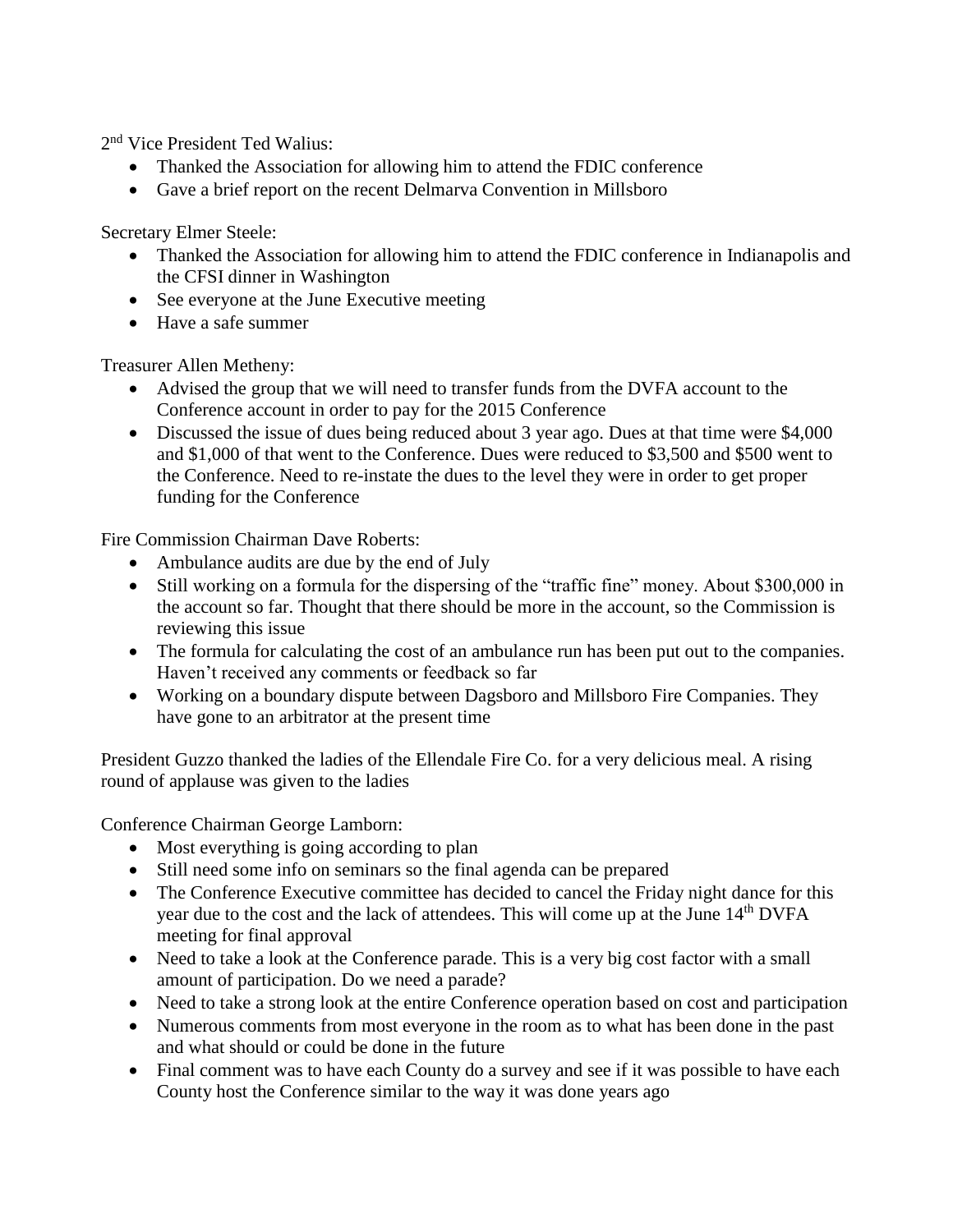2nd Vice President Ted Walius:

- Thanked the Association for allowing him to attend the FDIC conference
- Gave a brief report on the recent Delmarva Convention in Millsboro

Secretary Elmer Steele:

- Thanked the Association for allowing him to attend the FDIC conference in Indianapolis and the CFSI dinner in Washington
- See everyone at the June Executive meeting
- Have a safe summer

Treasurer Allen Metheny:

- Advised the group that we will need to transfer funds from the DVFA account to the Conference account in order to pay for the 2015 Conference
- Discussed the issue of dues being reduced about 3 year ago. Dues at that time were $4,000 and $1,000 of that went to the Conference. Dues were reduced to $3,500 and $500 went to the Conference. Need to re-instate the dues to the level they were in order to get proper funding for the Conference

Fire Commission Chairman Dave Roberts:

- Ambulance audits are due by the end of July
- Still working on a formula for the dispersing of the "traffic fine" money. About $300,000 in the account so far. Thought that there should be more in the account, so the Commission is reviewing this issue
- The formula for calculating the cost of an ambulance run has been put out to the companies. Haven't received any comments or feedback so far
- Working on a boundary dispute between Dagsboro and Millsboro Fire Companies. They have gone to an arbitrator at the present time

President Guzzo thanked the ladies of the Ellendale Fire Co. for a very delicious meal. A rising round of applause was given to the ladies

Conference Chairman George Lamborn:

- Most everything is going according to plan
- Still need some info on seminars so the final agenda can be prepared
- The Conference Executive committee has decided to cancel the Friday night dance for this year due to the cost and the lack of attendees. This will come up at the June 14th DVFA meeting for final approval
- Need to take a look at the Conference parade. This is a very big cost factor with a small amount of participation. Do we need a parade?
- Need to take a strong look at the entire Conference operation based on cost and participation
- Numerous comments from most everyone in the room as to what has been done in the past and what should or could be done in the future
- Final comment was to have each County do a survey and see if it was possible to have each County host the Conference similar to the way it was done years ago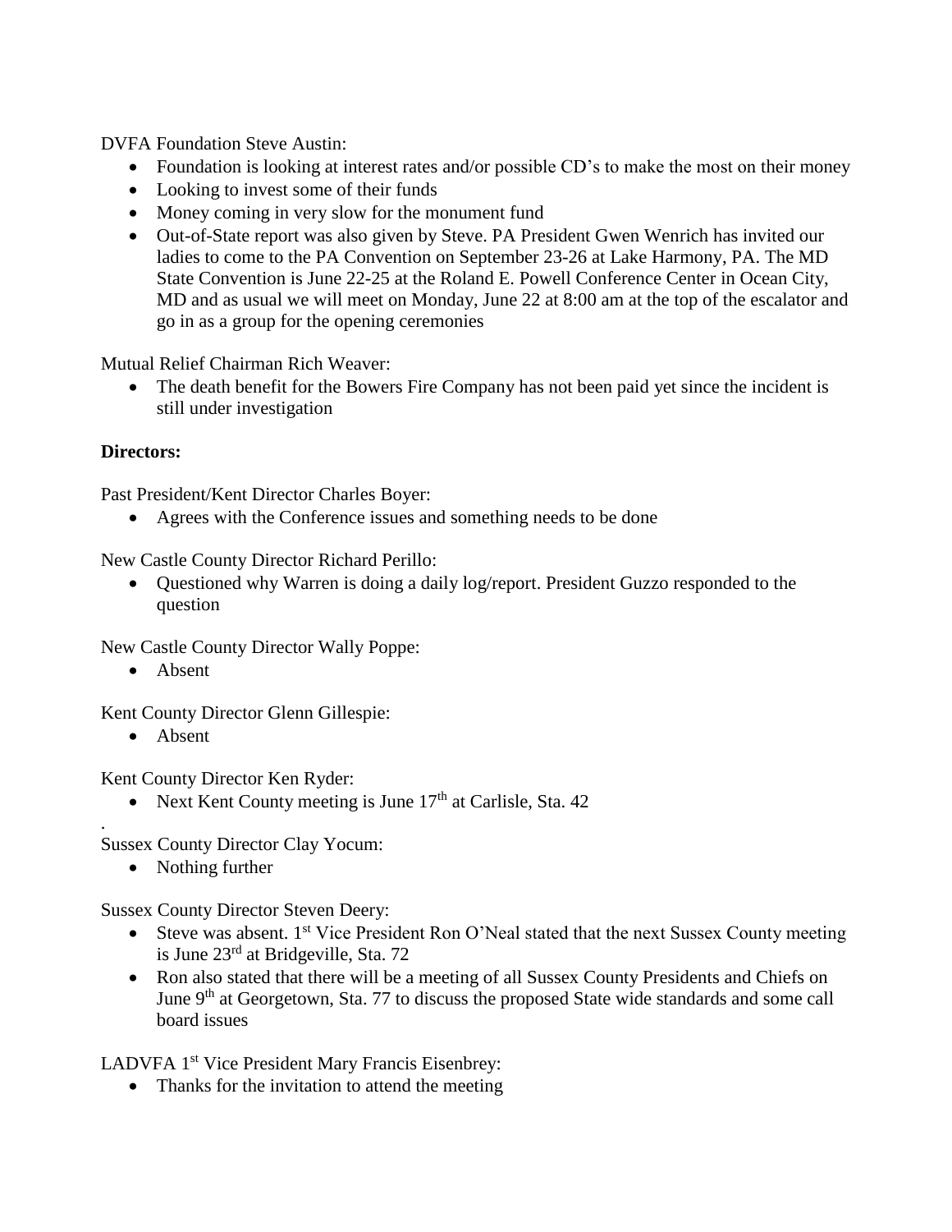DVFA Foundation Steve Austin:

- Foundation is looking at interest rates and/or possible CD's to make the most on their money
- Looking to invest some of their funds
- Money coming in very slow for the monument fund
- Out-of-State report was also given by Steve. PA President Gwen Wenrich has invited our ladies to come to the PA Convention on September 23-26 at Lake Harmony, PA. The MD State Convention is June 22-25 at the Roland E. Powell Conference Center in Ocean City, MD and as usual we will meet on Monday, June 22 at 8:00 am at the top of the escalator and go in as a group for the opening ceremonies

Mutual Relief Chairman Rich Weaver:

- The death benefit for the Bowers Fire Company has not been paid yet since the incident is still under investigation

**Directors:**

Past President/Kent Director Charles Boyer:

- Agrees with the Conference issues and something needs to be done

New Castle County Director Richard Perillo:

- Questioned why Warren is doing a daily log/report. President Guzzo responded to the question

New Castle County Director Wally Poppe:

- Absent

Kent County Director Glenn Gillespie:

- Absent

Kent County Director Ken Ryder:

- Next Kent County meeting is June 17th at Carlisle, Sta. 42

.

Sussex County Director Clay Yocum:

- Nothing further

Sussex County Director Steven Deery:

- Steve was absent. 1st Vice President Ron O'Neal stated that the next Sussex County meeting is June 23rd at Bridgeville, Sta. 72
- Ron also stated that there will be a meeting of all Sussex County Presidents and Chiefs on June 9th at Georgetown, Sta. 77 to discuss the proposed State wide standards and some call board issues

LADVFA 1st Vice President Mary Francis Eisenbrey:

- Thanks for the invitation to attend the meeting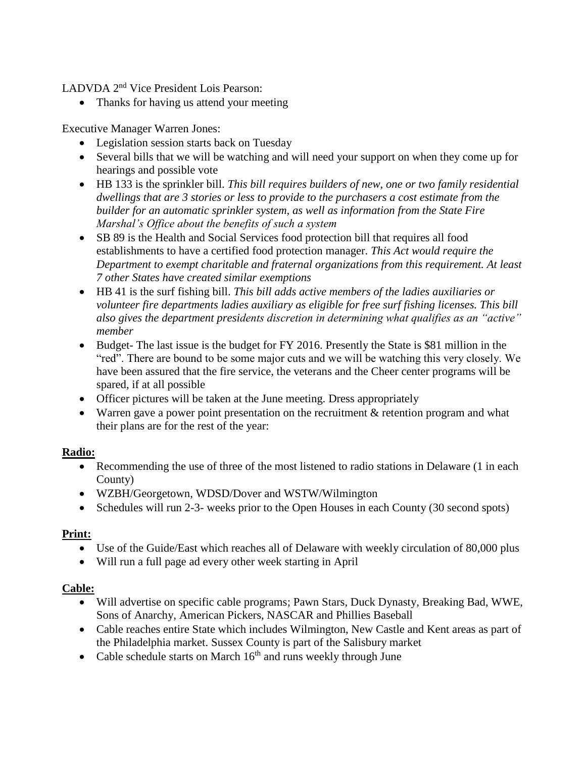LADVDA 2nd Vice President Lois Pearson:

- Thanks for having us attend your meeting

Executive Manager Warren Jones:

- Legislation session starts back on Tuesday
- Several bills that we will be watching and will need your support on when they come up for hearings and possible vote
- HB 133 is the sprinkler bill. *This bill requires builders of new, one or two family residential dwellings that are 3 stories or less to provide to the purchasers a cost estimate from the builder for an automatic sprinkler system, as well as information from the State Fire Marshal's Office about the benefits of such a system*
- SB 89 is the Health and Social Services food protection bill that requires all food establishments to have a certified food protection manager. *This Act would require the Department to exempt charitable and fraternal organizations from this requirement. At least 7 other States have created similar exemptions*
- HB 41 is the surf fishing bill. *This bill adds active members of the ladies auxiliaries or volunteer fire departments ladies auxiliary as eligible for free surf fishing licenses. This bill also gives the department presidents discretion in determining what qualifies as an "active" member*
- Budget- The last issue is the budget for FY 2016. Presently the State is $81 million in the "red". There are bound to be some major cuts and we will be watching this very closely. We have been assured that the fire service, the veterans and the Cheer center programs will be spared, if at all possible
- Officer pictures will be taken at the June meeting. Dress appropriately
- Warren gave a power point presentation on the recruitment & retention program and what their plans are for the rest of the year:

**Radio:**

- Recommending the use of three of the most listened to radio stations in Delaware (1 in each County)
- WZBH/Georgetown, WDSD/Dover and WSTW/Wilmington
- Schedules will run 2-3- weeks prior to the Open Houses in each County (30 second spots)

**Print:**

- Use of the Guide/East which reaches all of Delaware with weekly circulation of 80,000 plus
- Will run a full page ad every other week starting in April

**Cable:**

- Will advertise on specific cable programs; Pawn Stars, Duck Dynasty, Breaking Bad, WWE, Sons of Anarchy, American Pickers, NASCAR and Phillies Baseball
- Cable reaches entire State which includes Wilmington, New Castle and Kent areas as part of the Philadelphia market. Sussex County is part of the Salisbury market
- Cable schedule starts on March 16th and runs weekly through June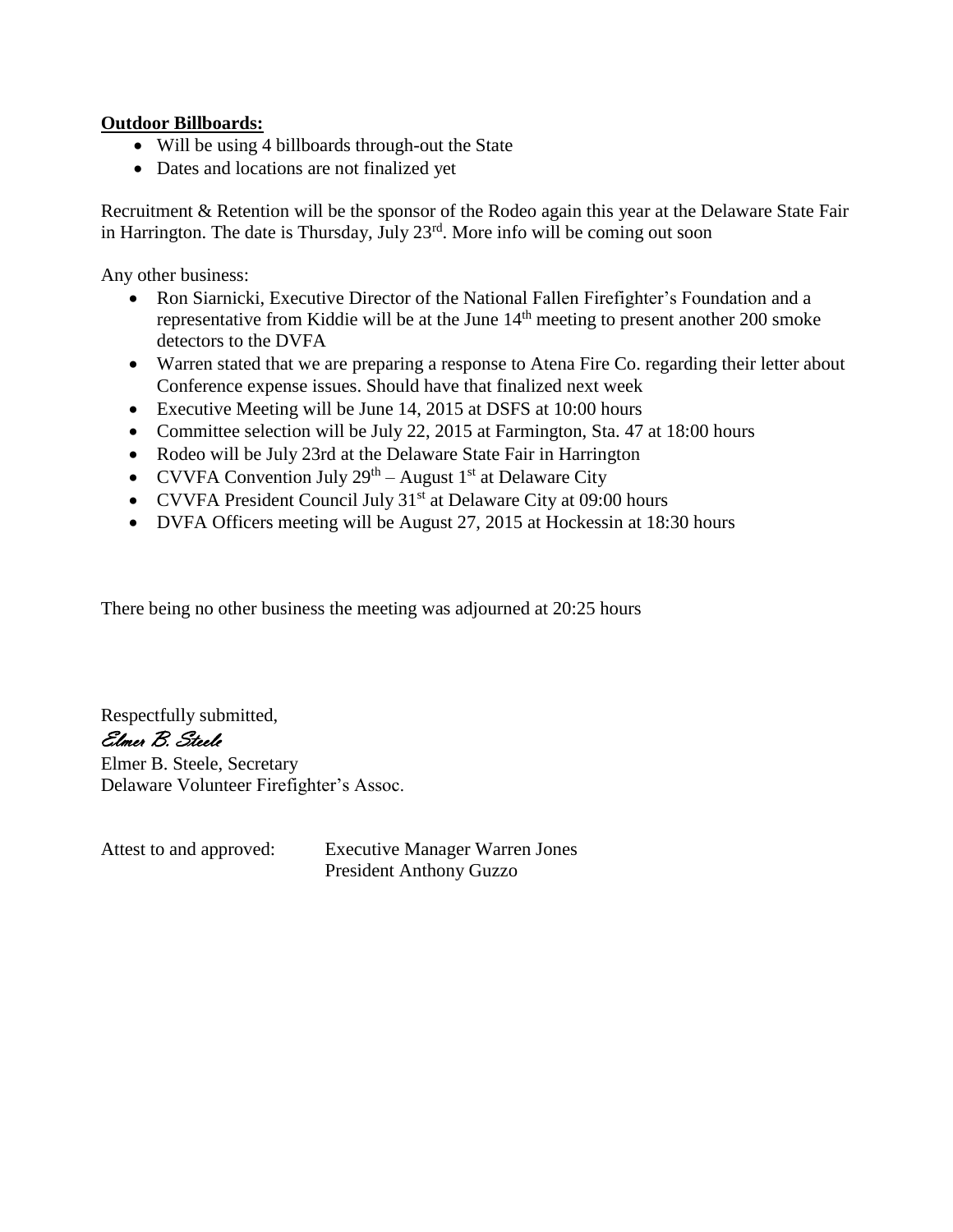**Outdoor Billboards:**

- Will be using 4 billboards through-out the State
- Dates and locations are not finalized yet

Recruitment & Retention will be the sponsor of the Rodeo again this year at the Delaware State Fair in Harrington. The date is Thursday, July 23rd. More info will be coming out soon

Any other business:

- Ron Siarnicki, Executive Director of the National Fallen Firefighter's Foundation and a representative from Kiddie will be at the June 14th meeting to present another 200 smoke detectors to the DVFA
- Warren stated that we are preparing a response to Atena Fire Co. regarding their letter about Conference expense issues. Should have that finalized next week
- Executive Meeting will be June 14, 2015 at DSFS at 10:00 hours
- Committee selection will be July 22, 2015 at Farmington, Sta. 47 at 18:00 hours
- Rodeo will be July 23rd at the Delaware State Fair in Harrington
- CVVFA Convention July 29th – August 1st at Delaware City
- CVVFA President Council July 31st at Delaware City at 09:00 hours
- DVFA Officers meeting will be August 27, 2015 at Hockessin at 18:30 hours

There being no other business the meeting was adjourned at 20:25 hours

Respectfully submitted,

*Elmer B. Steele*

Elmer B. Steele, Secretary
Delaware Volunteer Firefighter's Assoc.

Attest to and approved: Executive Manager Warren Jones
President Anthony Guzzo